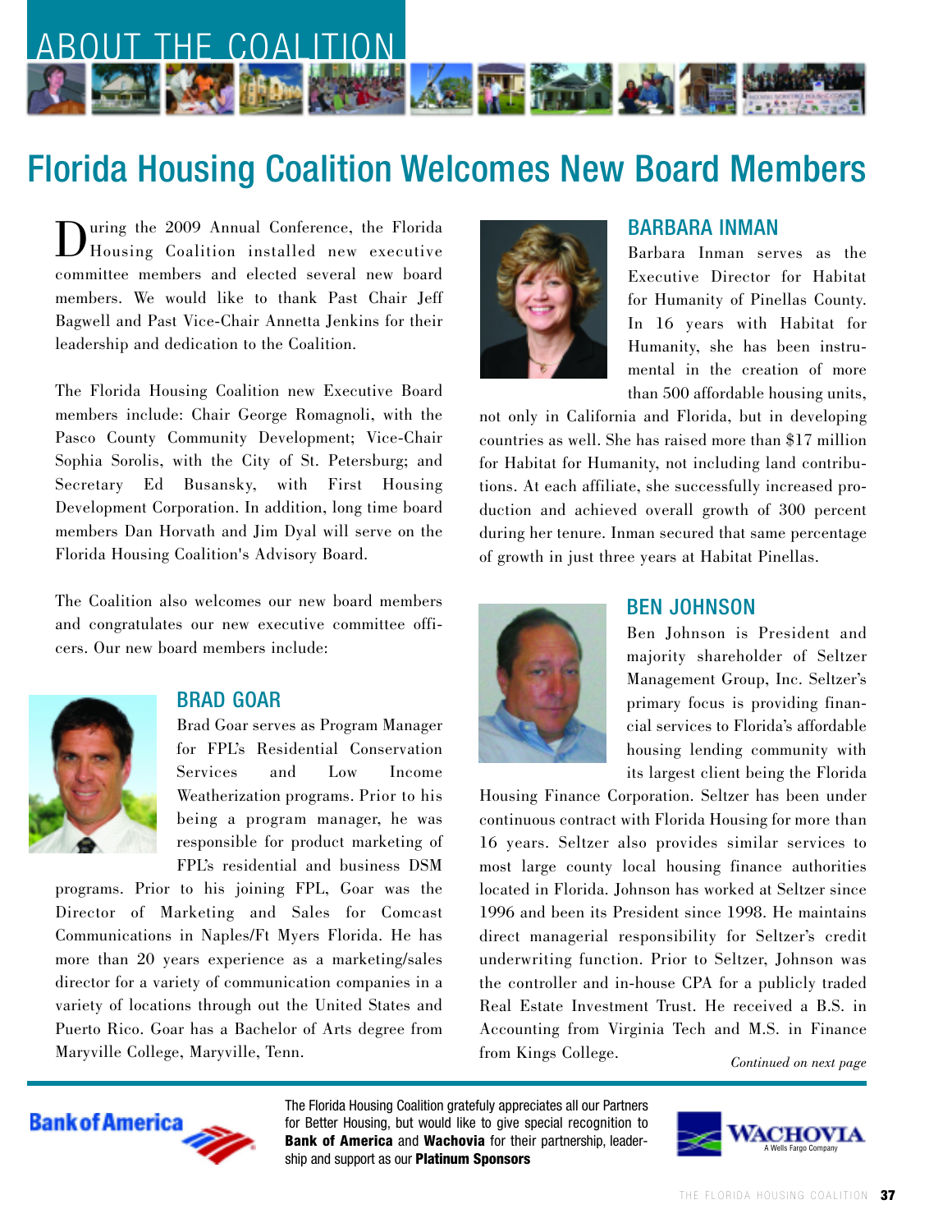ABOUT THE COALITION

# Florida Housing Coalition Welcomes New Board Members

During the 2009 Annual Conference, the Florida Housing Coalition installed new executive committee members and elected several new board members. We would like to thank Past Chair Jeff Bagwell and Past Vice-Chair Annetta Jenkins for their leadership and dedication to the Coalition.

The Florida Housing Coalition new Executive Board members include: Chair George Romagnoli, with the Pasco County Community Development; Vice-Chair Sophia Sorolis, with the City of St. Petersburg; and Secretary Ed Busansky, with First Housing Development Corporation. In addition, long time board members Dan Horvath and Jim Dyal will serve on the Florida Housing Coalition's Advisory Board.

The Coalition also welcomes our new board members and congratulates our new executive committee officers. Our new board members include:

## BRAD GOAR

Brad Goar serves as Program Manager for FPL's Residential Conservation Services and Low Income Weatherization programs. Prior to his being a program manager, he was responsible for product marketing of FPL's residential and business DSM programs. Prior to his joining FPL, Goar was the Director of Marketing and Sales for Comcast Communications in Naples/Ft Myers Florida. He has more than 20 years experience as a marketing/sales director for a variety of communication companies in a variety of locations through out the United States and Puerto Rico. Goar has a Bachelor of Arts degree from Maryville College, Maryville, Tenn.

## BARBARA INMAN

Barbara Inman serves as the Executive Director for Habitat for Humanity of Pinellas County. In 16 years with Habitat for Humanity, she has been instrumental in the creation of more than 500 affordable housing units, not only in California and Florida, but in developing countries as well. She has raised more than $17 million for Habitat for Humanity, not including land contributions. At each affiliate, she successfully increased production and achieved overall growth of 300 percent during her tenure. Inman secured that same percentage of growth in just three years at Habitat Pinellas.

## BEN JOHNSON

Ben Johnson is President and majority shareholder of Seltzer Management Group, Inc. Seltzer's primary focus is providing financial services to Florida's affordable housing lending community with its largest client being the Florida Housing Finance Corporation. Seltzer has been under continuous contract with Florida Housing for more than 16 years. Seltzer also provides similar services to most large county local housing finance authorities located in Florida. Johnson has worked at Seltzer since 1996 and been its President since 1998. He maintains direct managerial responsibility for Seltzer's credit underwriting function. Prior to Seltzer, Johnson was the controller and in-house CPA for a publicly traded Real Estate Investment Trust. He received a B.S. in Accounting from Virginia Tech and M.S. in Finance from Kings College.

*Continued on next page*

The Florida Housing Coalition gratefully appreciates all our Partners for Better Housing, but would like to give special recognition to **Bank of America** and **Wachovia** for their partnership, leadership and support as our **Platinum Sponsors**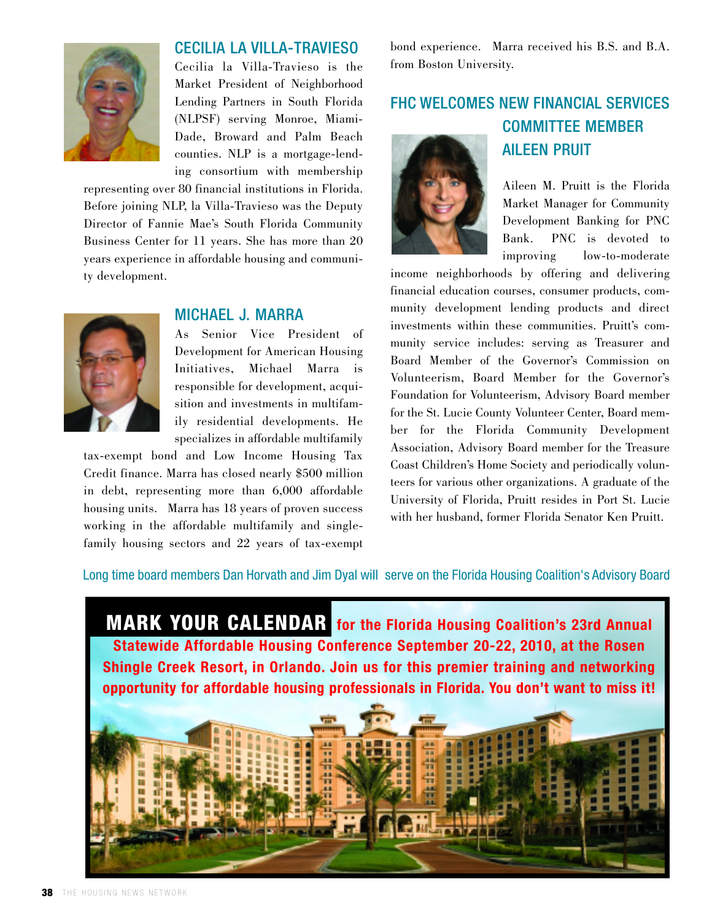### CECILIA LA VILLA-TRAVIESO

Cecilia la Villa-Travieso is the Market President of Neighborhood Lending Partners in South Florida (NLPSF) serving Monroe, Miami-Dade, Broward and Palm Beach counties. NLP is a mortgage-lending consortium with membership representing over 80 financial institutions in Florida. Before joining NLP, la Villa-Travieso was the Deputy Director of Fannie Mae's South Florida Community Business Center for 11 years. She has more than 20 years experience in affordable housing and community development.

### MICHAEL J. MARRA

As Senior Vice President of Development for American Housing Initiatives, Michael Marra is responsible for development, acquisition and investments in multifamily residential developments. He specializes in affordable multifamily tax-exempt bond and Low Income Housing Tax Credit finance. Marra has closed nearly $500 million in debt, representing more than 6,000 affordable housing units. Marra has 18 years of proven success working in the affordable multifamily and single-family housing sectors and 22 years of tax-exempt bond experience. Marra received his B.S. and B.A. from Boston University.

## FHC WELCOMES NEW FINANCIAL SERVICES COMMITTEE MEMBER AILEEN PRUIT

Aileen M. Pruitt is the Florida Market Manager for Community Development Banking for PNC Bank. PNC is devoted to improving low-to-moderate income neighborhoods by offering and delivering financial education courses, consumer products, community development lending products and direct investments within these communities. Pruitt's community service includes: serving as Treasurer and Board Member of the Governor's Commission on Volunteerism, Board Member for the Governor's Foundation for Volunteerism, Advisory Board member for the St. Lucie County Volunteer Center, Board member for the Florida Community Development Association, Advisory Board member for the Treasure Coast Children's Home Society and periodically volunteers for various other organizations. A graduate of the University of Florida, Pruitt resides in Port St. Lucie with her husband, former Florida Senator Ken Pruitt.

Long time board members Dan Horvath and Jim Dyal will serve on the Florida Housing Coalition's Advisory Board

**MARK YOUR CALENDAR for the Florida Housing Coalition's 23rd Annual Statewide Affordable Housing Conference September 20-22, 2010, at the Rosen Shingle Creek Resort, in Orlando. Join us for this premier training and networking opportunity for affordable housing professionals in Florida. You don't want to miss it!**